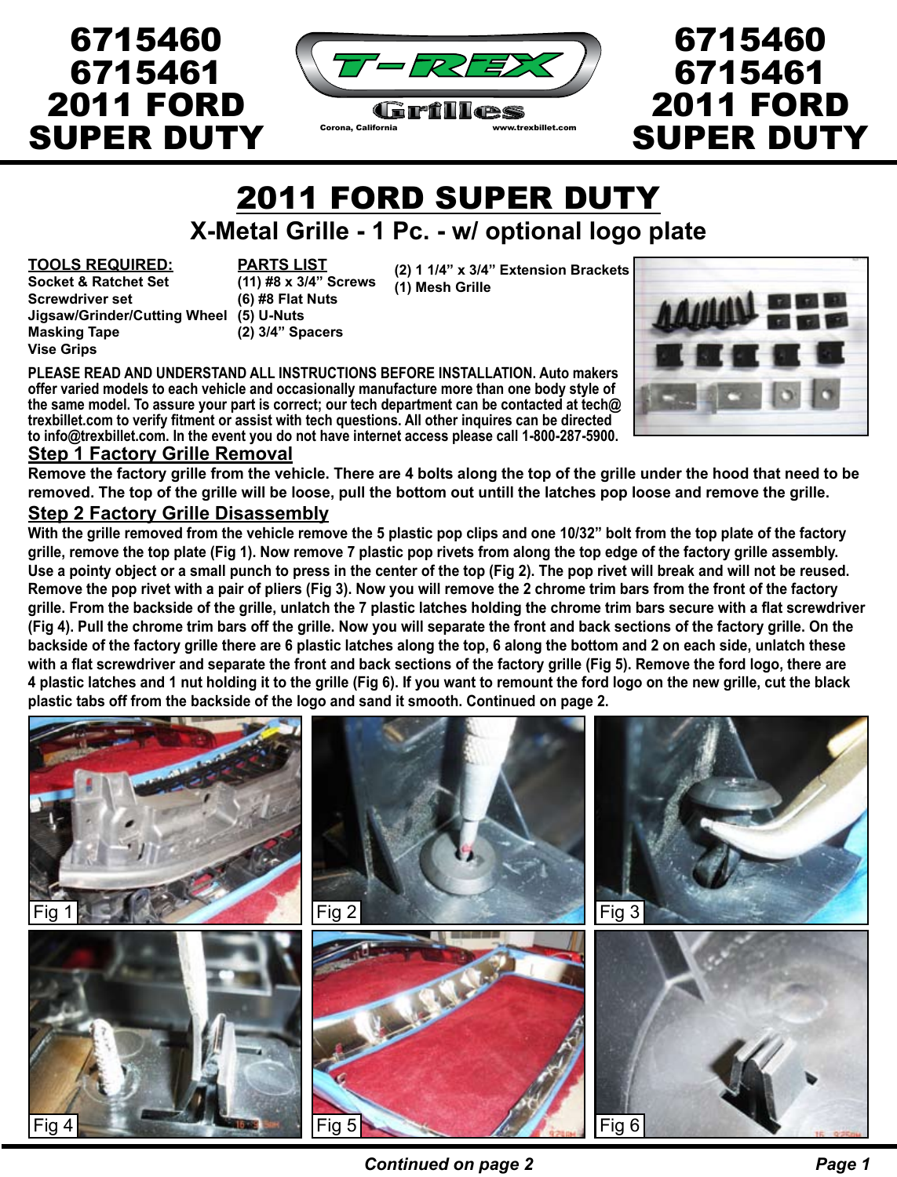# 6715460 6715461 2011 FORD SUPER DUTY

T-REX Grilles
Corona, California www.trexbillet.com

# 2011 FORD SUPER DUTY

## X-Metal Grille - 1 Pc. - w/ optional logo plate

**TOOLS REQUIRED:**
- Socket & Ratchet Set
- Screwdriver set
- Jigsaw/Grinder/Cutting Wheel
- Masking Tape
- Vise Grips

**PARTS LIST**
- (11) #8 x 3/4" Screws
- (6) #8 Flat Nuts
- (5) U-Nuts
- (2) 3/4" Spacers
- (2) 1 1/4" x 3/4" Extension Brackets
- (1) Mesh Grille

**PLEASE READ AND UNDERSTAND ALL INSTRUCTIONS BEFORE INSTALLATION. Auto makers offer varied models to each vehicle and occasionally manufacture more than one body style of the same model. To assure your part is correct; our tech department can be contacted at tech@trexbillet.com to verify fitment or assist with tech questions. All other inquires can be directed to info@trexbillet.com. In the event you do not have internet access please call 1-800-287-5900.**

### Step 1 Factory Grille Removal

Remove the factory grille from the vehicle. There are 4 bolts along the top of the grille under the hood that need to be removed. The top of the grille will be loose, pull the bottom out untill the latches pop loose and remove the grille.

### Step 2 Factory Grille Disassembly

With the grille removed from the vehicle remove the 5 plastic pop clips and one 10/32" bolt from the top plate of the factory grille, remove the top plate (Fig 1). Now remove 7 plastic pop rivets from along the top edge of the factory grille assembly. Use a pointy object or a small punch to press in the center of the top (Fig 2). The pop rivet will break and will not be reused. Remove the pop rivet with a pair of pliers (Fig 3). Now you will remove the 2 chrome trim bars from the front of the factory grille. From the backside of the grille, unlatch the 7 plastic latches holding the chrome trim bars secure with a flat screwdriver (Fig 4). Pull the chrome trim bars off the grille. Now you will separate the front and back sections of the factory grille. On the backside of the factory grille there are 6 plastic latches along the top, 6 along the bottom and 2 on each side, unlatch these with a flat screwdriver and separate the front and back sections of the factory grille (Fig 5). Remove the ford logo, there are 4 plastic latches and 1 nut holding it to the grille (Fig 6). If you want to remount the ford logo on the new grille, cut the black plastic tabs off from the backside of the logo and sand it smooth. Continued on page 2.

Fig 1

Fig 2

Fig 3

Fig 4

Fig 5

Fig 6

*Continued on page 2*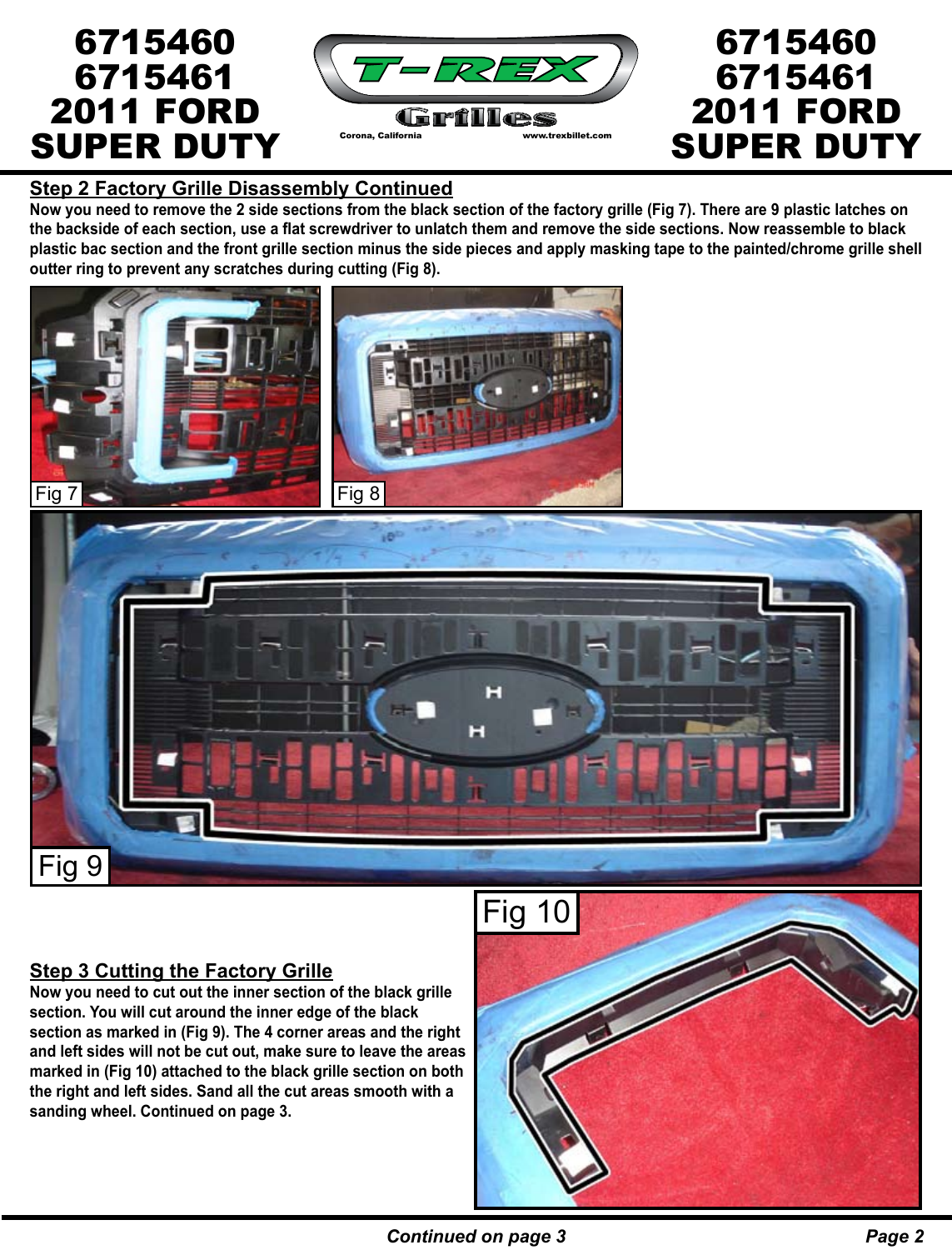## Step 2 Factory Grille Disassembly Continued

**Now you need to remove the 2 side sections from the black section of the factory grille (Fig 7). There are 9 plastic latches on the backside of each section, use a flat screwdriver to unlatch them and remove the side sections. Now reassemble to black plastic bac section and the front grille section minus the side pieces and apply masking tape to the painted/chrome grille shell outter ring to prevent any scratches during cutting (Fig 8).**

Fig 7

Fig 8

Fig 9

Fig 10

## Step 3 Cutting the Factory Grille

**Now you need to cut out the inner section of the black grille section. You will cut around the inner edge of the black section as marked in (Fig 9). The 4 corner areas and the right and left sides will not be cut out, make sure to leave the areas marked in (Fig 10) attached to the black grille section on both the right and left sides. Sand all the cut areas smooth with a sanding wheel. Continued on page 3.**

***Continued on page 3***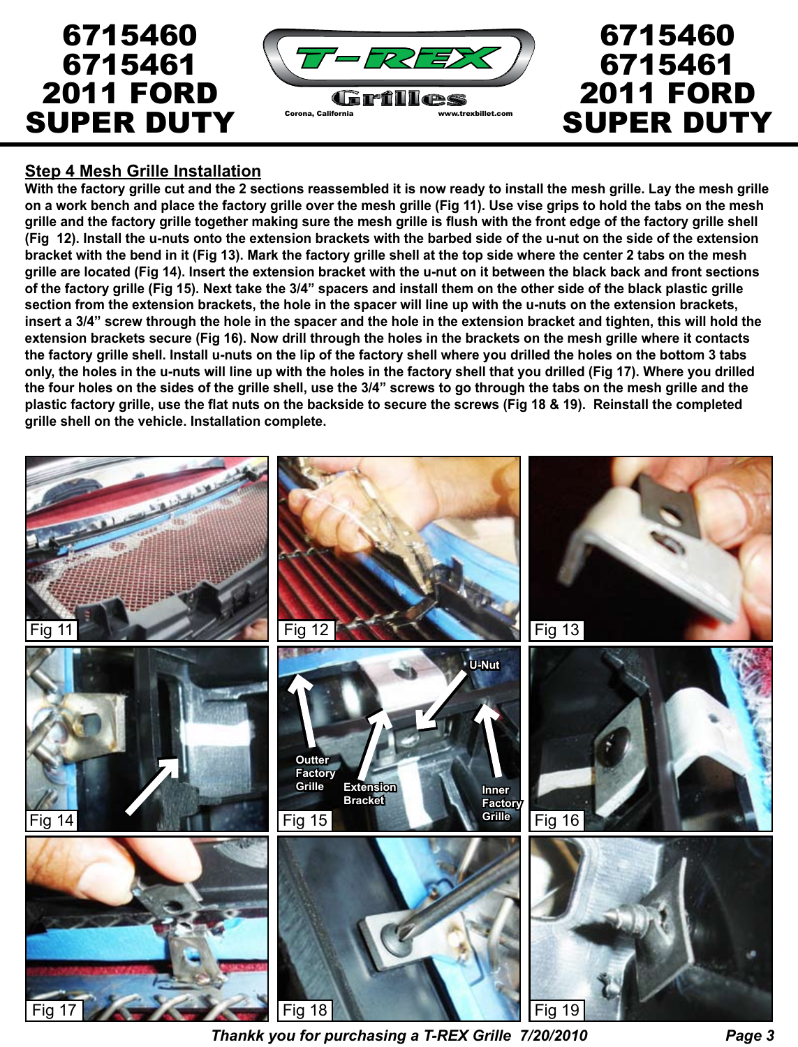## Step 4 Mesh Grille Installation

**With the factory grille cut and the 2 sections reassembled it is now ready to install the mesh grille. Lay the mesh grille on a work bench and place the factory grille over the mesh grille (Fig 11). Use vise grips to hold the tabs on the mesh grille and the factory grille together making sure the mesh grille is flush with the front edge of the factory grille shell (Fig 12). Install the u-nuts onto the extension brackets with the barbed side of the u-nut on the side of the extension bracket with the bend in it (Fig 13). Mark the factory grille shell at the top side where the center 2 tabs on the mesh grille are located (Fig 14). Insert the extension bracket with the u-nut on it between the black back and front sections of the factory grille (Fig 15). Next take the 3/4" spacers and install them on the other side of the black plastic grille section from the extension brackets, the hole in the spacer will line up with the u-nuts on the extension brackets, insert a 3/4" screw through the hole in the spacer and the hole in the extension bracket and tighten, this will hold the extension brackets secure (Fig 16). Now drill through the holes in the brackets on the mesh grille where it contacts the factory grille shell. Install u-nuts on the lip of the factory shell where you drilled the holes on the bottom 3 tabs only, the holes in the u-nuts will line up with the holes in the factory shell that you drilled (Fig 17). Where you drilled the four holes on the sides of the grille shell, use the 3/4" screws to go through the tabs on the mesh grille and the plastic factory grille, use the flat nuts on the backside to secure the screws (Fig 18 & 19). Reinstall the completed grille shell on the vehicle. Installation complete.**

Fig 11

Fig 12

Fig 13

Fig 14

Fig 15

U-Nut

Outter Factory Grille

Extension Bracket

Inner Factory Grille

Fig 16

Fig 17

Fig 18

Fig 19

***Thankk you for purchasing a T-REX Grille 7/20/2010***